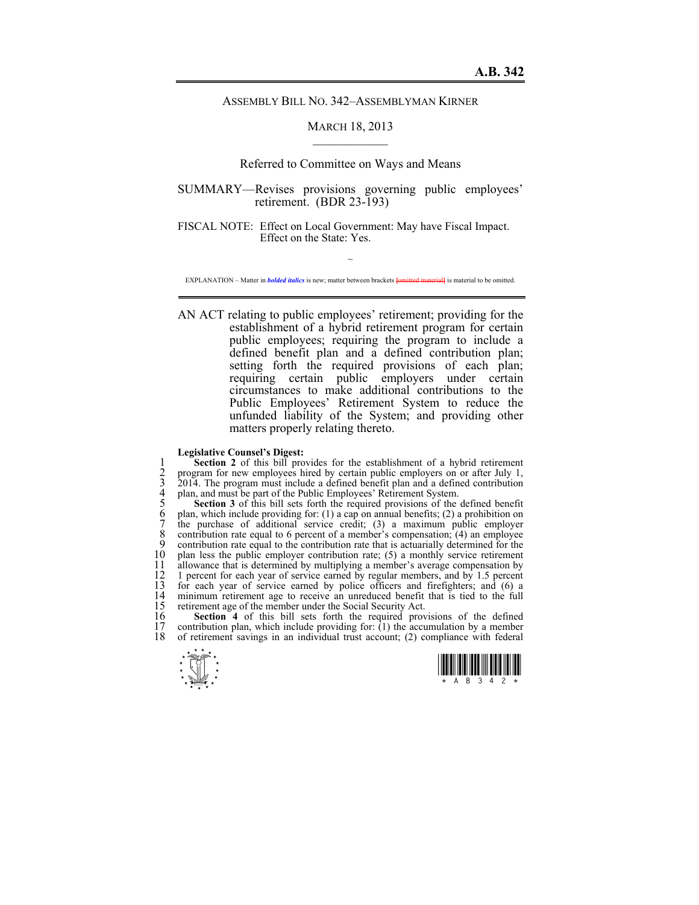**A.B. 342**

ASSEMBLY BILL NO. 342–ASSEMBLYMAN KIRNER

MARCH 18, 2013

Referred to Committee on Ways and Means

SUMMARY—Revises provisions governing public employees' retirement. (BDR 23-193)

FISCAL NOTE: Effect on Local Government: May have Fiscal Impact.
Effect on the State: Yes.

~

EXPLANATION – Matter in ***bolded italics*** is new; matter between brackets [~~omitted material~~] is material to be omitted.

AN ACT relating to public employees' retirement; providing for the establishment of a hybrid retirement program for certain public employees; requiring the program to include a defined benefit plan and a defined contribution plan; setting forth the required provisions of each plan; requiring certain public employers under certain circumstances to make additional contributions to the Public Employees' Retirement System to reduce the unfunded liability of the System; and providing other matters properly relating thereto.

**Legislative Counsel's Digest:**

**Section 2** of this bill provides for the establishment of a hybrid retirement program for new employees hired by certain public employers on or after July 1, 2014. The program must include a defined benefit plan and a defined contribution plan, and must be part of the Public Employees' Retirement System.

**Section 3** of this bill sets forth the required provisions of the defined benefit plan, which include providing for: (1) a cap on annual benefits; (2) a prohibition on the purchase of additional service credit; (3) a maximum public employer contribution rate equal to 6 percent of a member's compensation; (4) an employee contribution rate equal to the contribution rate that is actuarially determined for the plan less the public employer contribution rate; (5) a monthly service retirement allowance that is determined by multiplying a member's average compensation by 1 percent for each year of service earned by regular members, and by 1.5 percent for each year of service earned by police officers and firefighters; and (6) a minimum retirement age to receive an unreduced benefit that is tied to the full retirement age of the member under the Social Security Act.

**Section 4** of this bill sets forth the required provisions of the defined contribution plan, which include providing for: (1) the accumulation by a member of retirement savings in an individual trust account; (2) compliance with federal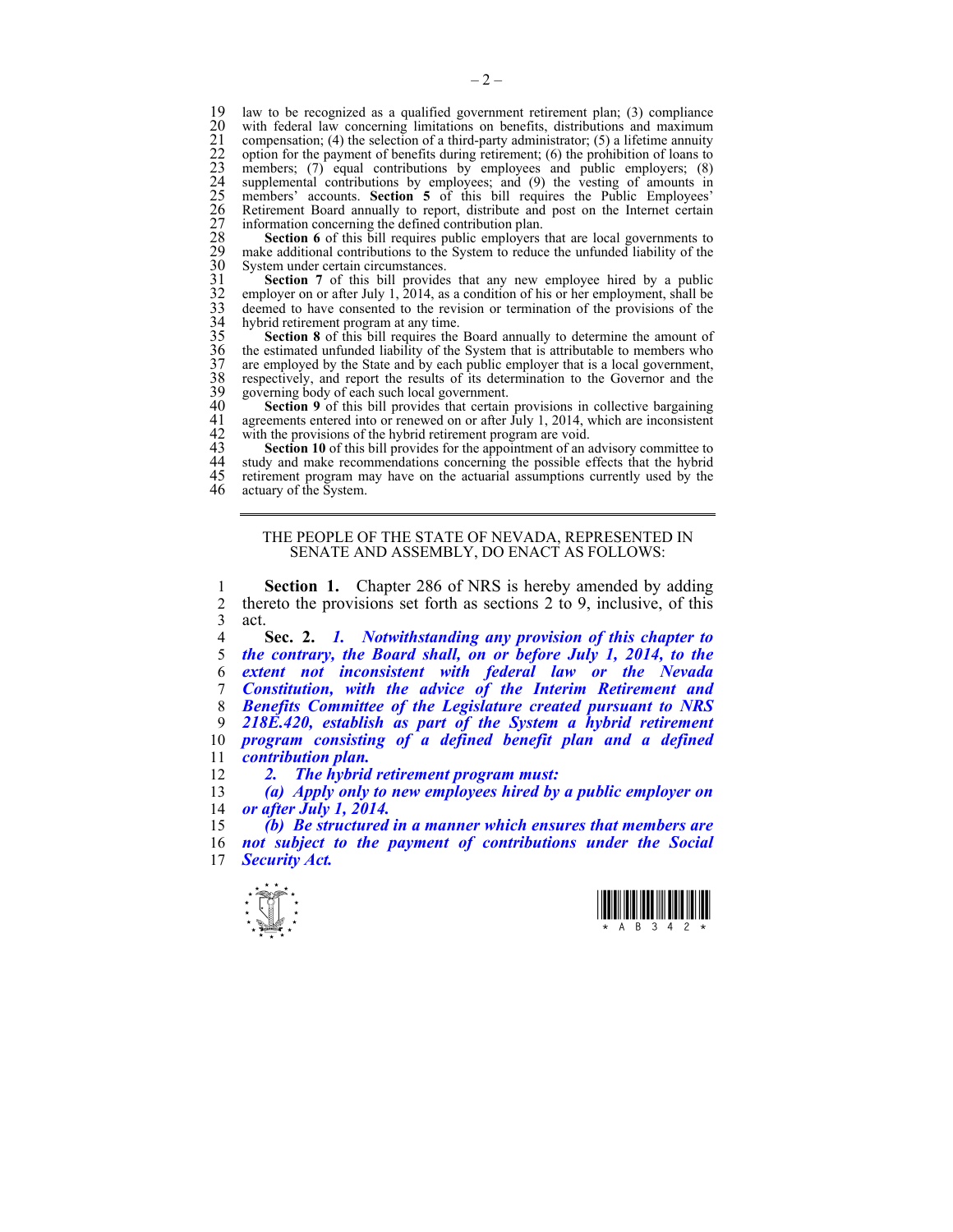law to be recognized as a qualified government retirement plan; (3) compliance with federal law concerning limitations on benefits, distributions and maximum compensation; (4) the selection of a third-party administrator; (5) a lifetime annuity option for the payment of benefits during retirement; (6) the prohibition of loans to members; (7) equal contributions by employees and public employers; (8) supplemental contributions by employees; and (9) the vesting of amounts in members' accounts. **Section 5** of this bill requires the Public Employees' Retirement Board annually to report, distribute and post on the Internet certain information concerning the defined contribution plan.

**Section 6** of this bill requires public employers that are local governments to make additional contributions to the System to reduce the unfunded liability of the System under certain circumstances.

**Section 7** of this bill provides that any new employee hired by a public employer on or after July 1, 2014, as a condition of his or her employment, shall be deemed to have consented to the revision or termination of the provisions of the hybrid retirement program at any time.

**Section 8** of this bill requires the Board annually to determine the amount of the estimated unfunded liability of the System that is attributable to members who are employed by the State and by each public employer that is a local government, respectively, and report the results of its determination to the Governor and the governing body of each such local government.

**Section 9** of this bill provides that certain provisions in collective bargaining agreements entered into or renewed on or after July 1, 2014, which are inconsistent with the provisions of the hybrid retirement program are void.

**Section 10** of this bill provides for the appointment of an advisory committee to study and make recommendations concerning the possible effects that the hybrid retirement program may have on the actuarial assumptions currently used by the actuary of the System.

---

THE PEOPLE OF THE STATE OF NEVADA, REPRESENTED IN SENATE AND ASSEMBLY, DO ENACT AS FOLLOWS:

**Section 1.** Chapter 286 of NRS is hereby amended by adding thereto the provisions set forth as sections 2 to 9, inclusive, of this act.

**Sec. 2.** ***1. Notwithstanding any provision of this chapter to the contrary, the Board shall, on or before July 1, 2014, to the extent not inconsistent with federal law or the Nevada Constitution, with the advice of the Interim Retirement and Benefits Committee of the Legislature created pursuant to NRS 218E.420, establish as part of the System a hybrid retirement program consisting of a defined benefit plan and a defined contribution plan.***

***2. The hybrid retirement program must:***

***(a) Apply only to new employees hired by a public employer on or after July 1, 2014.***

***(b) Be structured in a manner which ensures that members are not subject to the payment of contributions under the Social Security Act.***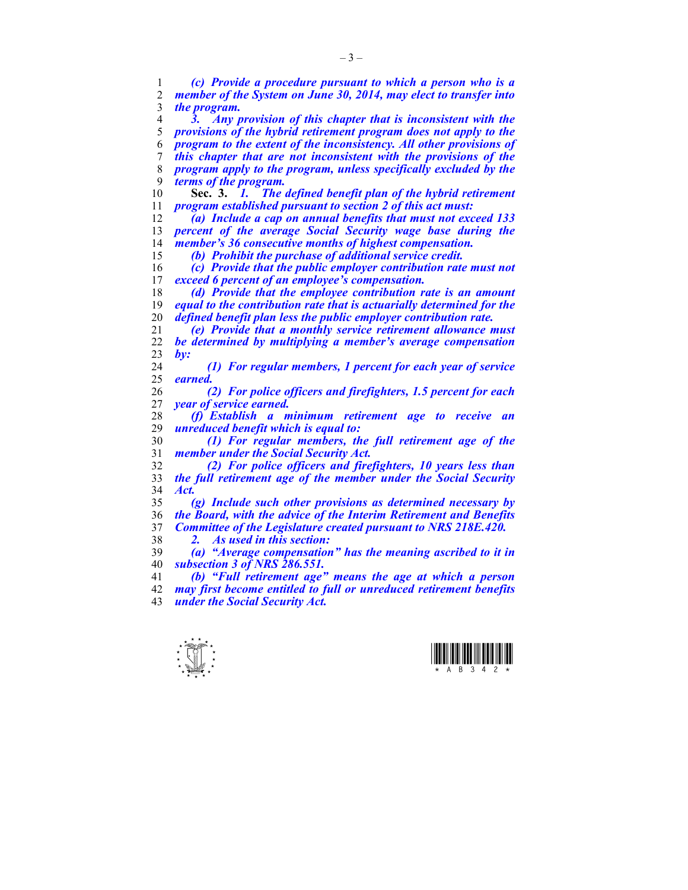*(c) Provide a procedure pursuant to which a person who is a member of the System on June 30, 2014, may elect to transfer into the program.*

*3. Any provision of this chapter that is inconsistent with the provisions of the hybrid retirement program does not apply to the program to the extent of the inconsistency. All other provisions of this chapter that are not inconsistent with the provisions of the program apply to the program, unless specifically excluded by the terms of the program.*

**Sec. 3.** *1. The defined benefit plan of the hybrid retirement program established pursuant to section 2 of this act must:*

*(a) Include a cap on annual benefits that must not exceed 133 percent of the average Social Security wage base during the member's 36 consecutive months of highest compensation.*

*(b) Prohibit the purchase of additional service credit.*

*(c) Provide that the public employer contribution rate must not exceed 6 percent of an employee's compensation.*

*(d) Provide that the employee contribution rate is an amount equal to the contribution rate that is actuarially determined for the defined benefit plan less the public employer contribution rate.*

*(e) Provide that a monthly service retirement allowance must be determined by multiplying a member's average compensation by:*

*(1) For regular members, 1 percent for each year of service earned.*

*(2) For police officers and firefighters, 1.5 percent for each year of service earned.*

*(f) Establish a minimum retirement age to receive an unreduced benefit which is equal to:*

*(1) For regular members, the full retirement age of the member under the Social Security Act.*

*(2) For police officers and firefighters, 10 years less than the full retirement age of the member under the Social Security Act.*

*(g) Include such other provisions as determined necessary by the Board, with the advice of the Interim Retirement and Benefits Committee of the Legislature created pursuant to NRS 218E.420.*

*2. As used in this section:*

*(a) "Average compensation" has the meaning ascribed to it in subsection 3 of NRS 286.551.*

*(b) "Full retirement age" means the age at which a person may first become entitled to full or unreduced retirement benefits under the Social Security Act.*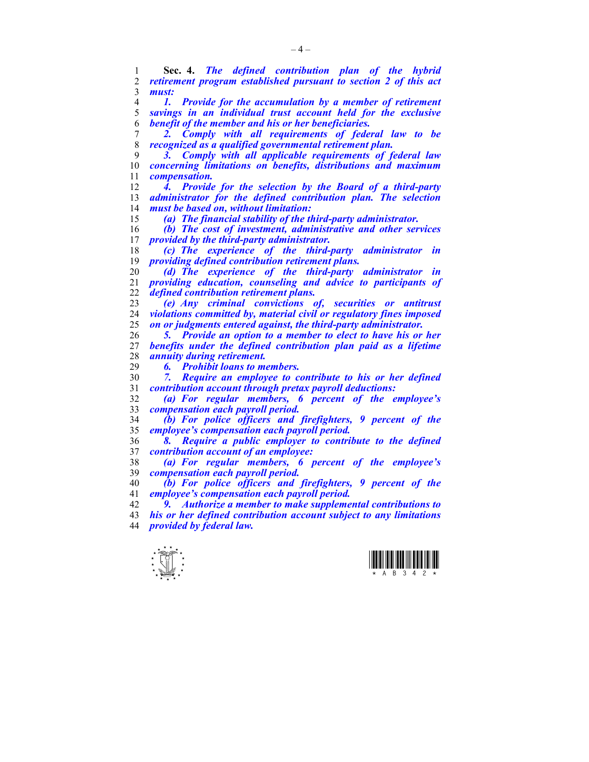**Sec. 4.** ***The defined contribution plan of the hybrid retirement program established pursuant to section 2 of this act must:***

***1. Provide for the accumulation by a member of retirement savings in an individual trust account held for the exclusive benefit of the member and his or her beneficiaries.***

***2. Comply with all requirements of federal law to be recognized as a qualified governmental retirement plan.***

***3. Comply with all applicable requirements of federal law concerning limitations on benefits, distributions and maximum compensation.***

***4. Provide for the selection by the Board of a third-party administrator for the defined contribution plan. The selection must be based on, without limitation:***

***(a) The financial stability of the third-party administrator.***

***(b) The cost of investment, administrative and other services provided by the third-party administrator.***

***(c) The experience of the third-party administrator in providing defined contribution retirement plans.***

***(d) The experience of the third-party administrator in providing education, counseling and advice to participants of defined contribution retirement plans.***

***(e) Any criminal convictions of, securities or antitrust violations committed by, material civil or regulatory fines imposed on or judgments entered against, the third-party administrator.***

***5. Provide an option to a member to elect to have his or her benefits under the defined contribution plan paid as a lifetime annuity during retirement.***

***6. Prohibit loans to members.***

***7. Require an employee to contribute to his or her defined contribution account through pretax payroll deductions:***

***(a) For regular members, 6 percent of the employee's compensation each payroll period.***

***(b) For police officers and firefighters, 9 percent of the employee's compensation each payroll period.***

***8. Require a public employer to contribute to the defined contribution account of an employee:***

***(a) For regular members, 6 percent of the employee's compensation each payroll period.***

***(b) For police officers and firefighters, 9 percent of the employee's compensation each payroll period.***

***9. Authorize a member to make supplemental contributions to his or her defined contribution account subject to any limitations provided by federal law.***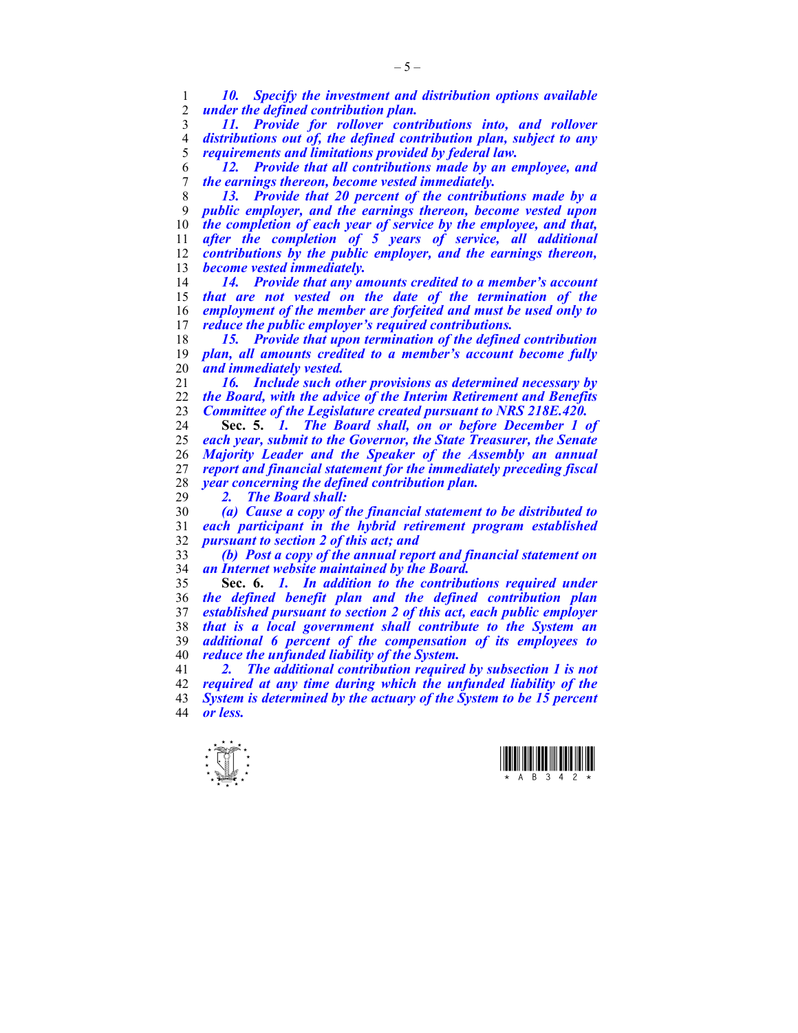*10. Specify the investment and distribution options available under the defined contribution plan.*

*11. Provide for rollover contributions into, and rollover distributions out of, the defined contribution plan, subject to any requirements and limitations provided by federal law.*

*12. Provide that all contributions made by an employee, and the earnings thereon, become vested immediately.*

*13. Provide that 20 percent of the contributions made by a public employer, and the earnings thereon, become vested upon the completion of each year of service by the employee, and that, after the completion of 5 years of service, all additional contributions by the public employer, and the earnings thereon, become vested immediately.*

*14. Provide that any amounts credited to a member's account that are not vested on the date of the termination of the employment of the member are forfeited and must be used only to reduce the public employer's required contributions.*

*15. Provide that upon termination of the defined contribution plan, all amounts credited to a member's account become fully and immediately vested.*

*16. Include such other provisions as determined necessary by the Board, with the advice of the Interim Retirement and Benefits Committee of the Legislature created pursuant to NRS 218E.420.*

**Sec. 5.** *1. The Board shall, on or before December 1 of each year, submit to the Governor, the State Treasurer, the Senate Majority Leader and the Speaker of the Assembly an annual report and financial statement for the immediately preceding fiscal year concerning the defined contribution plan.*

*2. The Board shall:*

*(a) Cause a copy of the financial statement to be distributed to each participant in the hybrid retirement program established pursuant to section 2 of this act; and*

*(b) Post a copy of the annual report and financial statement on an Internet website maintained by the Board.*

**Sec. 6.** *1. In addition to the contributions required under the defined benefit plan and the defined contribution plan established pursuant to section 2 of this act, each public employer that is a local government shall contribute to the System an additional 6 percent of the compensation of its employees to reduce the unfunded liability of the System.*

*2. The additional contribution required by subsection 1 is not required at any time during which the unfunded liability of the System is determined by the actuary of the System to be 15 percent or less.*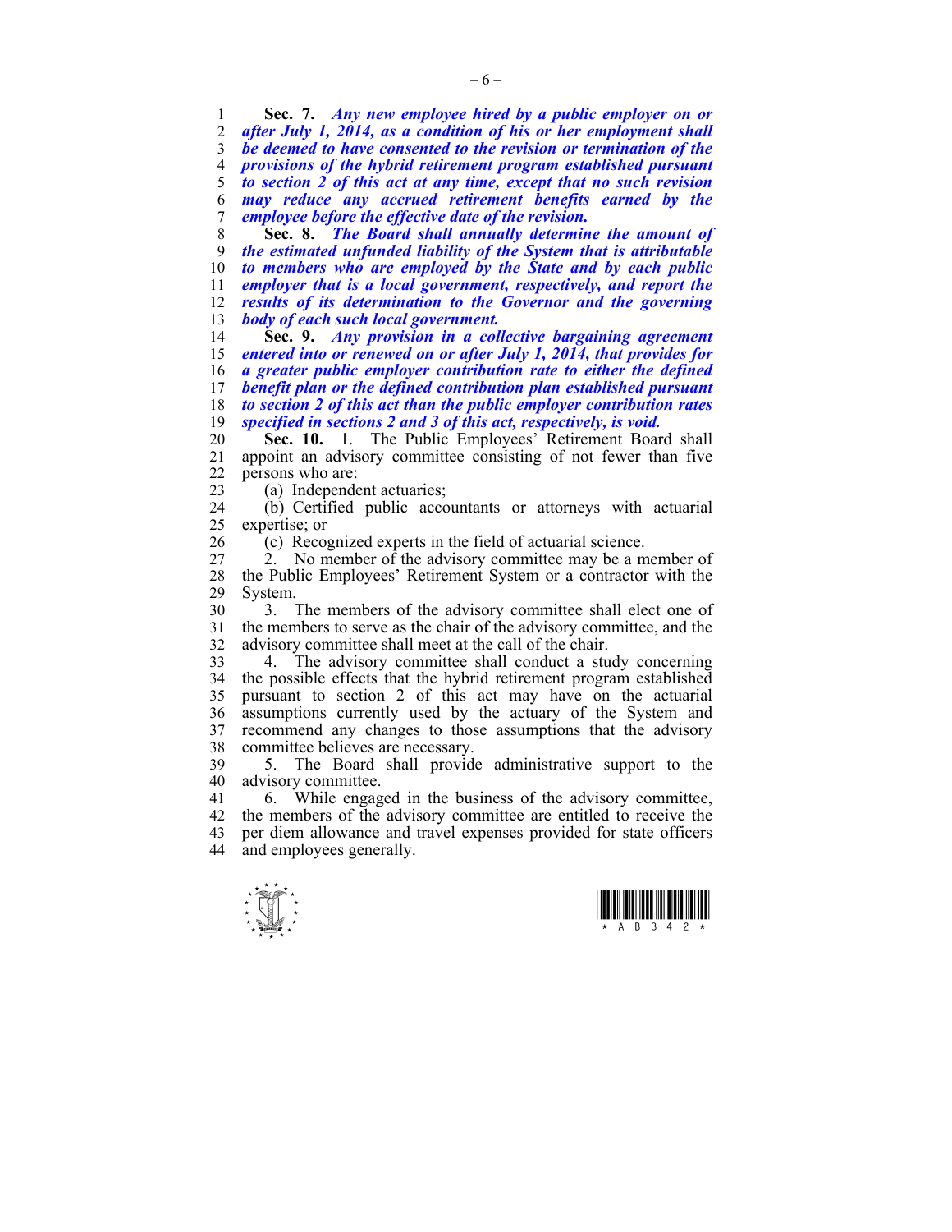**Sec. 7.** ***Any new employee hired by a public employer on or after July 1, 2014, as a condition of his or her employment shall be deemed to have consented to the revision or termination of the provisions of the hybrid retirement program established pursuant to section 2 of this act at any time, except that no such revision may reduce any accrued retirement benefits earned by the employee before the effective date of the revision.***

**Sec. 8.** ***The Board shall annually determine the amount of the estimated unfunded liability of the System that is attributable to members who are employed by the State and by each public employer that is a local government, respectively, and report the results of its determination to the Governor and the governing body of each such local government.***

**Sec. 9.** ***Any provision in a collective bargaining agreement entered into or renewed on or after July 1, 2014, that provides for a greater public employer contribution rate to either the defined benefit plan or the defined contribution plan established pursuant to section 2 of this act than the public employer contribution rates specified in sections 2 and 3 of this act, respectively, is void.***

**Sec. 10.** 1. The Public Employees' Retirement Board shall appoint an advisory committee consisting of not fewer than five persons who are:

(a) Independent actuaries;

(b) Certified public accountants or attorneys with actuarial expertise; or

(c) Recognized experts in the field of actuarial science.

2. No member of the advisory committee may be a member of the Public Employees' Retirement System or a contractor with the System.

3. The members of the advisory committee shall elect one of the members to serve as the chair of the advisory committee, and the advisory committee shall meet at the call of the chair.

4. The advisory committee shall conduct a study concerning the possible effects that the hybrid retirement program established pursuant to section 2 of this act may have on the actuarial assumptions currently used by the actuary of the System and recommend any changes to those assumptions that the advisory committee believes are necessary.

5. The Board shall provide administrative support to the advisory committee.

6. While engaged in the business of the advisory committee, the members of the advisory committee are entitled to receive the per diem allowance and travel expenses provided for state officers and employees generally.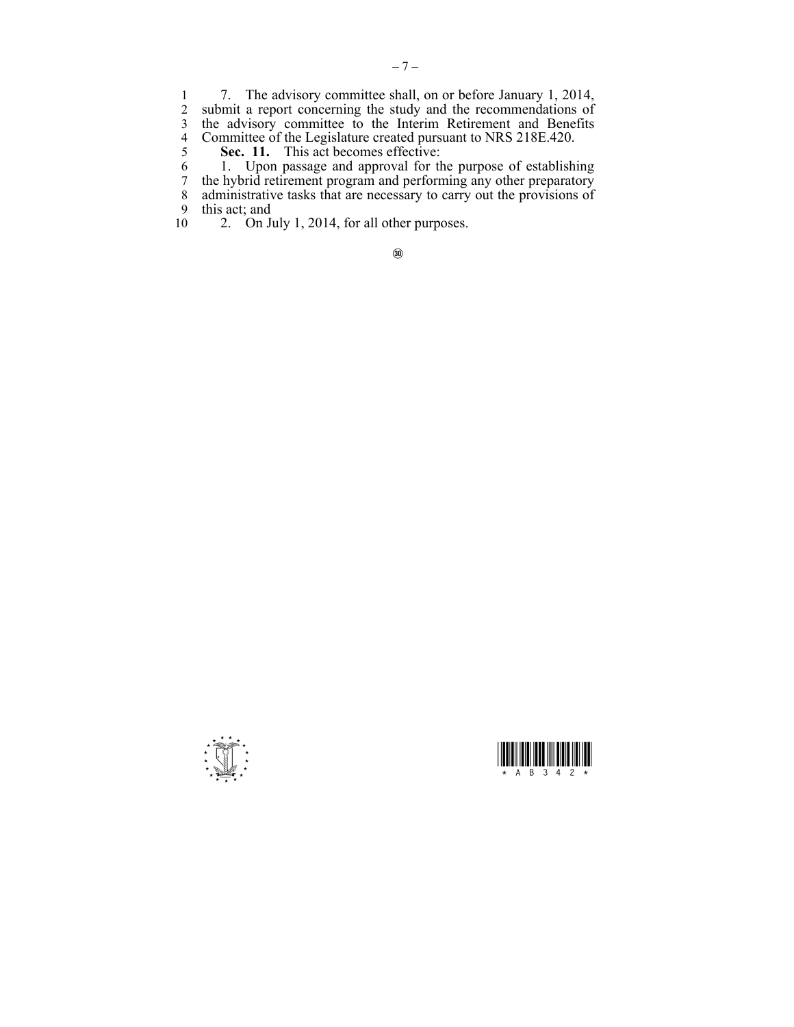7. The advisory committee shall, on or before January 1, 2014, submit a report concerning the study and the recommendations of the advisory committee to the Interim Retirement and Benefits Committee of the Legislature created pursuant to NRS 218E.420.

**Sec. 11.** This act becomes effective:

1. Upon passage and approval for the purpose of establishing the hybrid retirement program and performing any other preparatory administrative tasks that are necessary to carry out the provisions of this act; and

2. On July 1, 2014, for all other purposes.